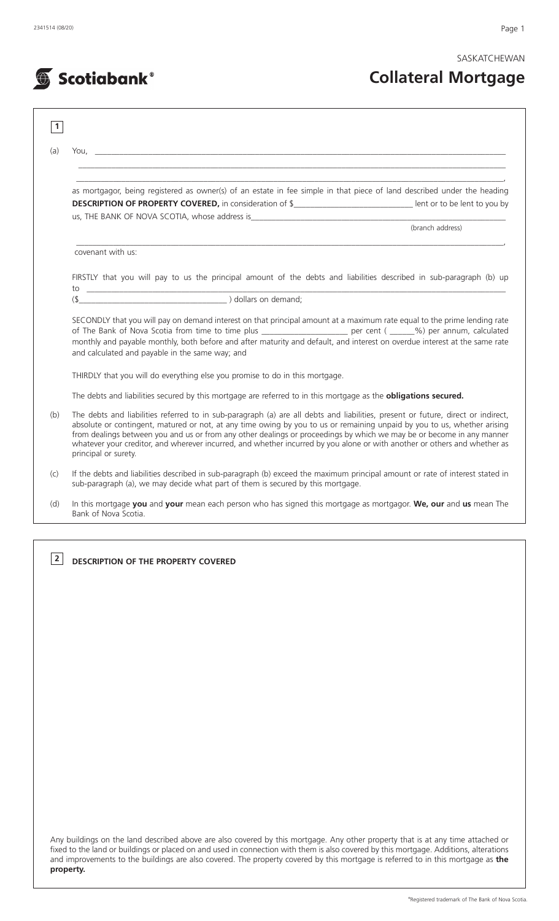SASKATCHEWAN

# Collateral Mortgage

**1**

(a) You, \_\_\_\_\_\_\_\_\_\_\_\_\_\_\_\_\_\_\_\_\_\_\_\_\_\_\_\_\_\_\_\_\_\_\_\_\_\_\_\_\_\_\_\_\_\_\_\_\_\_\_\_\_\_\_\_,

as mortgagor, being registered as owner(s) of an estate in fee simple in that piece of land described under the heading **DESCRIPTION OF PROPERTY COVERED,** in consideration of $\_\_\_\_\_\_\_\_\_\_\_\_\_\_\_\_\_\_\_\_\_\_\_\_ lent or to be lent to you by us, THE BANK OF NOVA SCOTIA, whose address is\_\_\_\_\_\_\_\_\_\_\_\_\_\_\_\_\_\_\_\_\_\_\_\_\_\_\_\_\_\_\_\_\_\_\_\_ (branch address)

\_\_\_\_\_\_\_\_\_\_\_\_\_\_\_\_\_\_\_\_\_\_\_\_\_\_\_\_\_\_\_\_\_\_\_\_\_\_\_\_\_\_\_\_\_\_\_\_\_\_\_\_\_\_\_\_,

covenant with us:

FIRSTLY that you will pay to us the principal amount of the debts and liabilities described in sub-paragraph (b) up to \_\_\_\_\_\_\_\_\_\_\_\_\_\_\_\_\_\_\_\_\_\_\_\_\_\_\_\_\_\_\_\_\_\_\_\_\_\_\_\_\_\_\_\_\_\_\_\_\_\_\_\_\_\_\_\_
($\_\_\_\_\_\_\_\_\_\_\_\_\_\_\_\_\_\_\_\_\_\_\_\_\_\_\_\_\_\_) dollars on demand;

SECONDLY that you will pay on demand interest on that principal amount at a maximum rate equal to the prime lending rate of The Bank of Nova Scotia from time to time plus \_\_\_\_\_\_\_\_\_\_\_\_\_\_\_\_\_\_\_\_ per cent ( \_\_\_\_\_\_%) per annum, calculated monthly and payable monthly, both before and after maturity and default, and interest on overdue interest at the same rate and calculated and payable in the same way; and

THIRDLY that you will do everything else you promise to do in this mortgage.

The debts and liabilities secured by this mortgage are referred to in this mortgage as the **obligations secured.**

(b) The debts and liabilities referred to in sub-paragraph (a) are all debts and liabilities, present or future, direct or indirect, absolute or contingent, matured or not, at any time owing by you to us or remaining unpaid by you to us, whether arising from dealings between you and us or from any other dealings or proceedings by which we may be or become in any manner whatever your creditor, and wherever incurred, and whether incurred by you alone or with another or others and whether as principal or surety.

(c) If the debts and liabilities described in sub-paragraph (b) exceed the maximum principal amount or rate of interest stated in sub-paragraph (a), we may decide what part of them is secured by this mortgage.

(d) In this mortgage **you** and **your** mean each person who has signed this mortgage as mortgagor. **We, our** and **us** mean The Bank of Nova Scotia.

**2** **DESCRIPTION OF THE PROPERTY COVERED**

Any buildings on the land described above are also covered by this mortgage. Any other property that is at any time attached or fixed to the land or buildings or placed on and used in connection with them is also covered by this mortgage. Additions, alterations and improvements to the buildings are also covered. The property covered by this mortgage is referred to in this mortgage as **the property.**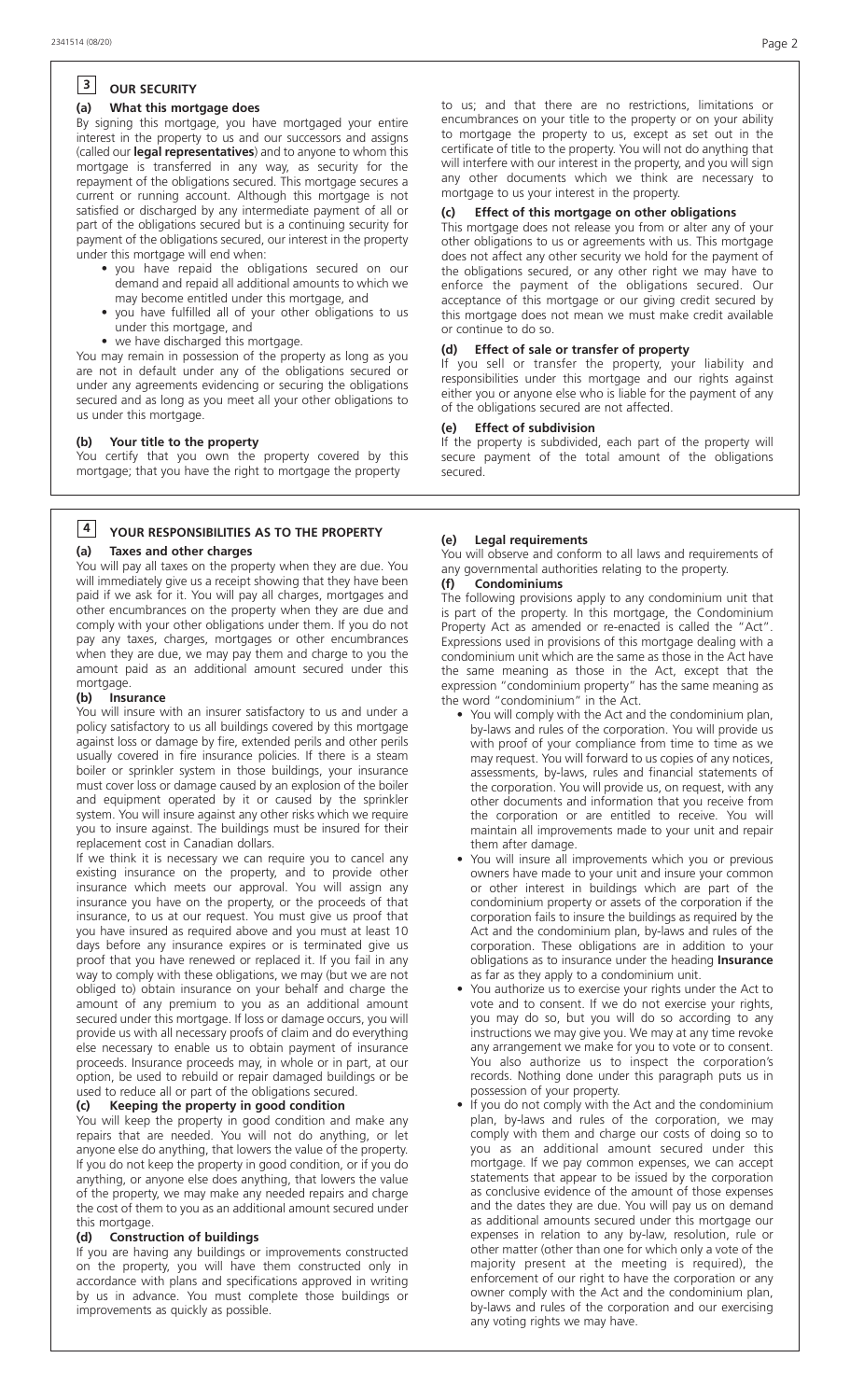## 3 OUR SECURITY

### (a) What this mortgage does

By signing this mortgage, you have mortgaged your entire interest in the property to us and our successors and assigns (called our **legal representatives**) and to anyone to whom this mortgage is transferred in any way, as security for the repayment of the obligations secured. This mortgage secures a current or running account. Although this mortgage is not satisfied or discharged by any intermediate payment of all or part of the obligations secured but is a continuing security for payment of the obligations secured, our interest in the property under this mortgage will end when:

- you have repaid the obligations secured on our demand and repaid all additional amounts to which we may become entitled under this mortgage, and
- you have fulfilled all of your other obligations to us under this mortgage, and
- we have discharged this mortgage.

You may remain in possession of the property as long as you are not in default under any of the obligations secured or under any agreements evidencing or securing the obligations secured and as long as you meet all your other obligations to us under this mortgage.

### (b) Your title to the property

You certify that you own the property covered by this mortgage; that you have the right to mortgage the property to us; and that there are no restrictions, limitations or encumbrances on your title to the property or on your ability to mortgage the property to us, except as set out in the certificate of title to the property. You will not do anything that will interfere with our interest in the property, and you will sign any other documents which we think are necessary to mortgage to us your interest in the property.

### (c) Effect of this mortgage on other obligations

This mortgage does not release you from or alter any of your other obligations to us or agreements with us. This mortgage does not affect any other security we hold for the payment of the obligations secured, or any other right we may have to enforce the payment of the obligations secured. Our acceptance of this mortgage or our giving credit secured by this mortgage does not mean we must make credit available or continue to do so.

### (d) Effect of sale or transfer of property

If you sell or transfer the property, your liability and responsibilities under this mortgage and our rights against either you or anyone else who is liable for the payment of any of the obligations secured are not affected.

### (e) Effect of subdivision

If the property is subdivided, each part of the property will secure payment of the total amount of the obligations secured.

## 4 YOUR RESPONSIBILITIES AS TO THE PROPERTY

### (a) Taxes and other charges

You will pay all taxes on the property when they are due. You will immediately give us a receipt showing that they have been paid if we ask for it. You will pay all charges, mortgages and other encumbrances on the property when they are due and comply with your other obligations under them. If you do not pay any taxes, charges, mortgages or other encumbrances when they are due, we may pay them and charge to you the amount paid as an additional amount secured under this mortgage.

### (b) Insurance

You will insure with an insurer satisfactory to us and under a policy satisfactory to us all buildings covered by this mortgage against loss or damage by fire, extended perils and other perils usually covered in fire insurance policies. If there is a steam boiler or sprinkler system in those buildings, your insurance must cover loss or damage caused by an explosion of the boiler and equipment operated by it or caused by the sprinkler system. You will insure against any other risks which we require you to insure against. The buildings must be insured for their replacement cost in Canadian dollars.

If we think it is necessary we can require you to cancel any existing insurance on the property, and to provide other insurance which meets our approval. You will assign any insurance you have on the property, or the proceeds of that insurance, to us at our request. You must give us proof that you have insured as required above and you must at least 10 days before any insurance expires or is terminated give us proof that you have renewed or replaced it. If you fail in any way to comply with these obligations, we may (but we are not obliged to) obtain insurance on your behalf and charge the amount of any premium to you as an additional amount secured under this mortgage. If loss or damage occurs, you will provide us with all necessary proofs of claim and do everything else necessary to enable us to obtain payment of insurance proceeds. Insurance proceeds may, in whole or in part, at our option, be used to rebuild or repair damaged buildings or be used to reduce all or part of the obligations secured.

### (c) Keeping the property in good condition

You will keep the property in good condition and make any repairs that are needed. You will not do anything, or let anyone else do anything, that lowers the value of the property. If you do not keep the property in good condition, or if you do anything, or anyone else does anything, that lowers the value of the property, we may make any needed repairs and charge the cost of them to you as an additional amount secured under this mortgage.

### (d) Construction of buildings

If you are having any buildings or improvements constructed on the property, you will have them constructed only in accordance with plans and specifications approved in writing by us in advance. You must complete those buildings or improvements as quickly as possible.

### (e) Legal requirements

You will observe and conform to all laws and requirements of any governmental authorities relating to the property.

### (f) Condominiums

The following provisions apply to any condominium unit that is part of the property. In this mortgage, the Condominium Property Act as amended or re-enacted is called the "Act". Expressions used in provisions of this mortgage dealing with a condominium unit which are the same as those in the Act have the same meaning as those in the Act, except that the expression "condominium property" has the same meaning as the word "condominium" in the Act.

- You will comply with the Act and the condominium plan, by-laws and rules of the corporation. You will provide us with proof of your compliance from time to time as we may request. You will forward to us copies of any notices, assessments, by-laws, rules and financial statements of the corporation. You will provide us, on request, with any other documents and information that you receive from the corporation or are entitled to receive. You will maintain all improvements made to your unit and repair them after damage.
- You will insure all improvements which you or previous owners have made to your unit and insure your common or other interest in buildings which are part of the condominium property or assets of the corporation if the corporation fails to insure the buildings as required by the Act and the condominium plan, by-laws and rules of the corporation. These obligations are in addition to your obligations as to insurance under the heading **Insurance** as far as they apply to a condominium unit.
- You authorize us to exercise your rights under the Act to vote and to consent. If we do not exercise your rights, you may do so, but you will do so according to any instructions we may give you. We may at any time revoke any arrangement we make for you to vote or to consent. You also authorize us to inspect the corporation's records. Nothing done under this paragraph puts us in possession of your property.
- If you do not comply with the Act and the condominium plan, by-laws and rules of the corporation, we may comply with them and charge our costs of doing so to you as an additional amount secured under this mortgage. If we pay common expenses, we can accept statements that appear to be issued by the corporation as conclusive evidence of the amount of those expenses and the dates they are due. You will pay us on demand as additional amounts secured under this mortgage our expenses in relation to any by-law, resolution, rule or other matter (other than one for which only a vote of the majority present at the meeting is required), the enforcement of our right to have the corporation or any owner comply with the Act and the condominium plan, by-laws and rules of the corporation and our exercising any voting rights we may have.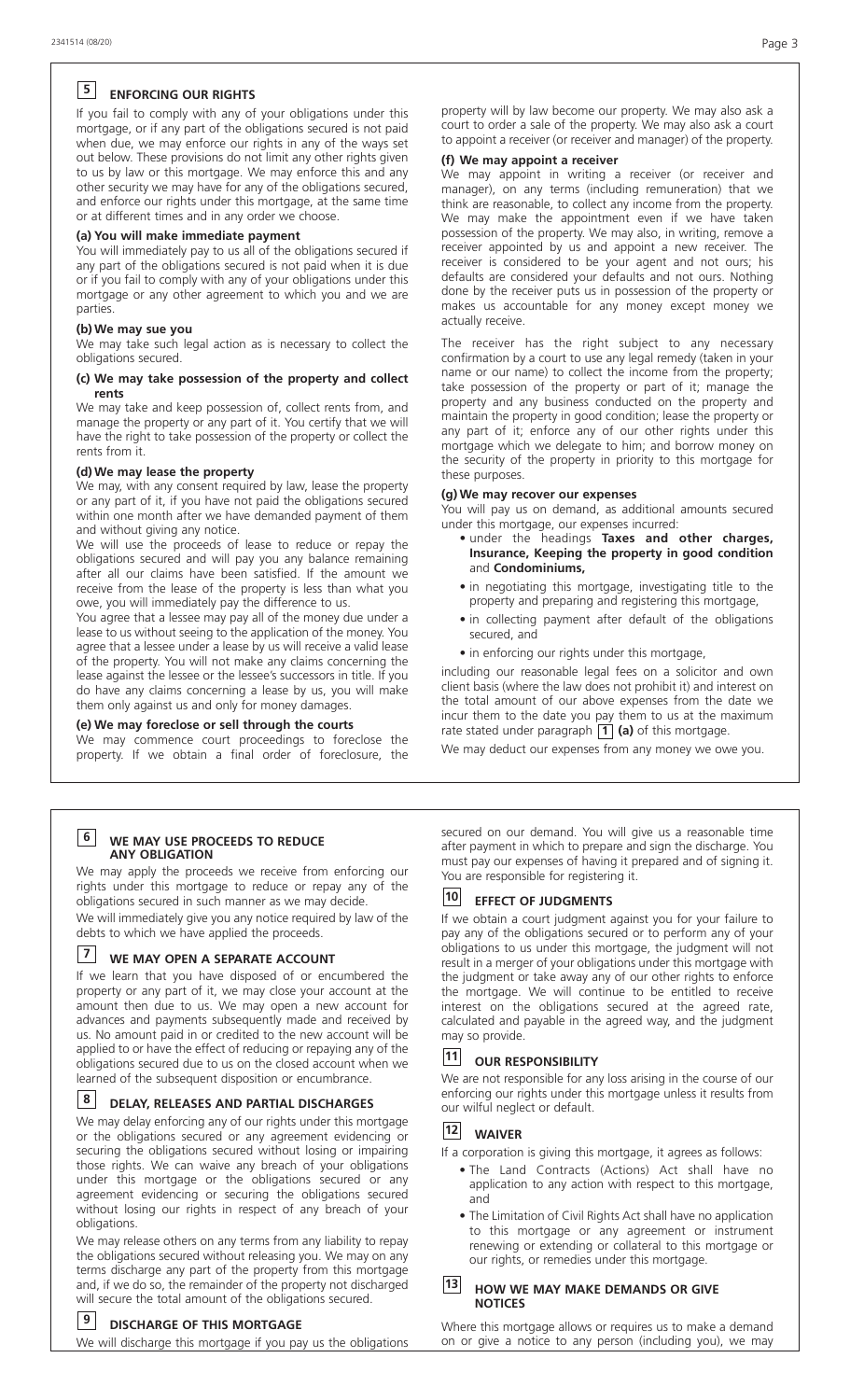## 5 ENFORCING OUR RIGHTS

If you fail to comply with any of your obligations under this mortgage, or if any part of the obligations secured is not paid when due, we may enforce our rights in any of the ways set out below. These provisions do not limit any other rights given to us by law or this mortgage. We may enforce this and any other security we may have for any of the obligations secured, and enforce our rights under this mortgage, at the same time or at different times and in any order we choose.

**(a) You will make immediate payment**

You will immediately pay to us all of the obligations secured if any part of the obligations secured is not paid when it is due or if you fail to comply with any of your obligations under this mortgage or any other agreement to which you and we are parties.

**(b) We may sue you**

We may take such legal action as is necessary to collect the obligations secured.

**(c) We may take possession of the property and collect rents**

We may take and keep possession of, collect rents from, and manage the property or any part of it. You certify that we will have the right to take possession of the property or collect the rents from it.

**(d) We may lease the property**

We may, with any consent required by law, lease the property or any part of it, if you have not paid the obligations secured within one month after we have demanded payment of them and without giving any notice.

We will use the proceeds of lease to reduce or repay the obligations secured and will pay you any balance remaining after all our claims have been satisfied. If the amount we receive from the lease of the property is less than what you owe, you will immediately pay the difference to us.

You agree that a lessee may pay all of the money due under a lease to us without seeing to the application of the money. You agree that a lessee under a lease by us will receive a valid lease of the property. You will not make any claims concerning the lease against the lessee or the lessee's successors in title. If you do have any claims concerning a lease by us, you will make them only against us and only for money damages.

**(e) We may foreclose or sell through the courts**

We may commence court proceedings to foreclose the property. If we obtain a final order of foreclosure, the property will by law become our property. We may also ask a court to order a sale of the property. We may also ask a court to appoint a receiver (or receiver and manager) of the property.

**(f) We may appoint a receiver**

We may appoint in writing a receiver (or receiver and manager), on any terms (including remuneration) that we think are reasonable, to collect any income from the property. We may make the appointment even if we have taken possession of the property. We may also, in writing, remove a receiver appointed by us and appoint a new receiver. The receiver is considered to be your agent and not ours; his defaults are considered your defaults and not ours. Nothing done by the receiver puts us in possession of the property or makes us accountable for any money except money we actually receive.

The receiver has the right subject to any necessary confirmation by a court to use any legal remedy (taken in your name or our name) to collect the income from the property; take possession of the property or part of it; manage the property and any business conducted on the property and maintain the property in good condition; lease the property or any part of it; enforce any of our other rights under this mortgage which we delegate to him; and borrow money on the security of the property in priority to this mortgage for these purposes.

**(g) We may recover our expenses**

You will pay us on demand, as additional amounts secured under this mortgage, our expenses incurred:

- under the headings **Taxes and other charges, Insurance, Keeping the property in good condition** and **Condominiums,**
- in negotiating this mortgage, investigating title to the property and preparing and registering this mortgage,
- in collecting payment after default of the obligations secured, and
- in enforcing our rights under this mortgage,

including our reasonable legal fees on a solicitor and own client basis (where the law does not prohibit it) and interest on the total amount of our above expenses from the date we incur them to the date you pay them to us at the maximum rate stated under paragraph **1 (a)** of this mortgage.

We may deduct our expenses from any money we owe you.

## 6 WE MAY USE PROCEEDS TO REDUCE ANY OBLIGATION

We may apply the proceeds we receive from enforcing our rights under this mortgage to reduce or repay any of the obligations secured in such manner as we may decide.

We will immediately give you any notice required by law of the debts to which we have applied the proceeds.

## 7 WE MAY OPEN A SEPARATE ACCOUNT

If we learn that you have disposed of or encumbered the property or any part of it, we may close your account at the amount then due to us. We may open a new account for advances and payments subsequently made and received by us. No amount paid in or credited to the new account will be applied to or have the effect of reducing or repaying any of the obligations secured due to us on the closed account when we learned of the subsequent disposition or encumbrance.

## 8 DELAY, RELEASES AND PARTIAL DISCHARGES

We may delay enforcing any of our rights under this mortgage or the obligations secured or any agreement evidencing or securing the obligations secured without losing or impairing those rights. We can waive any breach of your obligations under this mortgage or the obligations secured or any agreement evidencing or securing the obligations secured without losing our rights in respect of any breach of your obligations.

We may release others on any terms from any liability to repay the obligations secured without releasing you. We may on any terms discharge any part of the property from this mortgage and, if we do so, the remainder of the property not discharged will secure the total amount of the obligations secured.

## 9 DISCHARGE OF THIS MORTGAGE

We will discharge this mortgage if you pay us the obligations secured on our demand. You will give us a reasonable time after payment in which to prepare and sign the discharge. You must pay our expenses of having it prepared and of signing it. You are responsible for registering it.

## 10 EFFECT OF JUDGMENTS

If we obtain a court judgment against you for your failure to pay any of the obligations secured or to perform any of your obligations to us under this mortgage, the judgment will not result in a merger of your obligations under this mortgage with the judgment or take away any of our other rights to enforce the mortgage. We will continue to be entitled to receive interest on the obligations secured at the agreed rate, calculated and payable in the agreed way, and the judgment may so provide.

## 11 OUR RESPONSIBILITY

We are not responsible for any loss arising in the course of our enforcing our rights under this mortgage unless it results from our wilful neglect or default.

## 12 WAIVER

If a corporation is giving this mortgage, it agrees as follows:

- The Land Contracts (Actions) Act shall have no application to any action with respect to this mortgage, and
- The Limitation of Civil Rights Act shall have no application to this mortgage or any agreement or instrument renewing or extending or collateral to this mortgage or our rights, or remedies under this mortgage.

## 13 HOW WE MAY MAKE DEMANDS OR GIVE NOTICES

Where this mortgage allows or requires us to make a demand on or give a notice to any person (including you), we may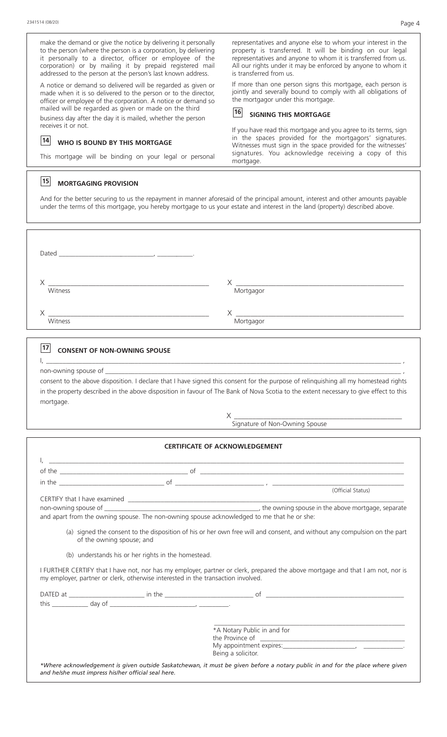make the demand or give the notice by delivering it personally to the person (where the person is a corporation, by delivering it personally to a director, officer or employee of the corporation) or by mailing it by prepaid registered mail addressed to the person at the person's last known address.

A notice or demand so delivered will be regarded as given or made when it is so delivered to the person or to the director, officer or employee of the corporation. A notice or demand so mailed will be regarded as given or made on the third business day after the day it is mailed, whether the person receives it or not.

## 14 WHO IS BOUND BY THIS MORTGAGE

This mortgage will be binding on your legal or personal representatives and anyone else to whom your interest in the property is transferred. It will be binding on our legal representatives and anyone to whom it is transferred from us. All our rights under it may be enforced by anyone to whom it is transferred from us.

If more than one person signs this mortgage, each person is jointly and severally bound to comply with all obligations of the mortgagor under this mortgage.

## 16 SIGNING THIS MORTGAGE

If you have read this mortgage and you agree to its terms, sign in the spaces provided for the mortgagors' signatures. Witnesses must sign in the space provided for the witnesses' signatures. You acknowledge receiving a copy of this mortgage.

## 15 MORTGAGING PROVISION

And for the better securing to us the repayment in manner aforesaid of the principal amount, interest and other amounts payable under the terms of this mortgage, you hereby mortgage to us your estate and interest in the land (property) described above.

Dated ____________________________, ___________.

X ______________________________ Witness

X ______________________________ Mortgagor

X ______________________________ Witness

X ______________________________ Mortgagor

## 17 CONSENT OF NON-OWNING SPOUSE

I, ______________________________________________________________________ ,

non-owning spouse of ______________________________________________________ ,

consent to the above disposition. I declare that I have signed this consent for the purpose of relinquishing all my homestead rights in the property described in the above disposition in favour of The Bank of Nova Scotia to the extent necessary to give effect to this mortgage.

X ______________________________ Signature of Non-Owning Spouse

## CERTIFICATE OF ACKNOWLEDGEMENT

I, ______________________________________________________________________

of the ______________________________ of ______________________________

in the ______________________ of ______________________ , ______________________ (Official Status)

CERTIFY that I have examined ______________________________________________

non-owning spouse of ______________________________, the owning spouse in the above mortgage, separate and apart from the owning spouse. The non-owning spouse acknowledged to me that he or she:

(a) signed the consent to the disposition of his or her own free will and consent, and without any compulsion on the part of the owning spouse; and

(b) understands his or her rights in the homestead.

I FURTHER CERTIFY that I have not, nor has my employer, partner or clerk, prepared the above mortgage and that I am not, nor is my employer, partner or clerk, otherwise interested in the transaction involved.

DATED at ____________________ in the ______________________ of ______________________

this __________ day of ______________________, ________.

______________________________

*A Notary Public in and for the Province of ______________________

My appointment expires:____________________, ___________.

Being a solicitor.

*\*Where acknowledgement is given outside Saskatchewan, it must be given before a notary public in and for the place where given and he/she must impress his/her official seal here.*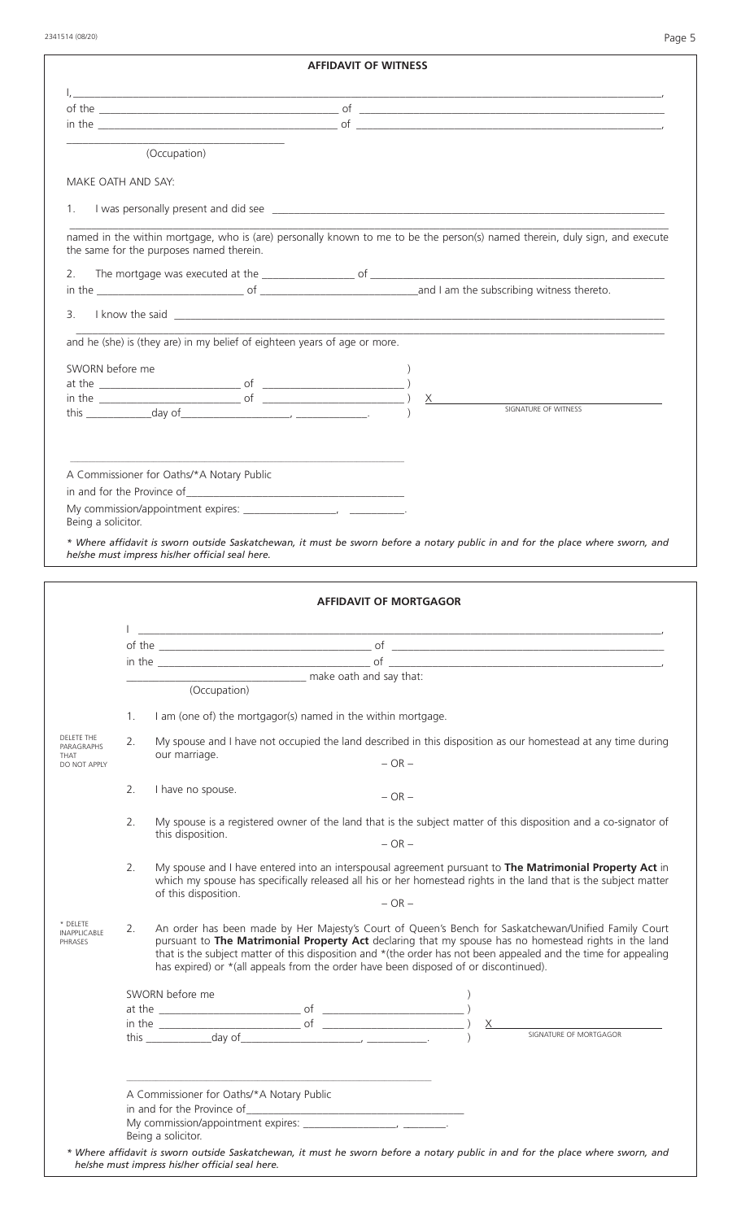## AFFIDAVIT OF WITNESS

I, \_\_\_\_\_\_\_\_\_\_\_\_\_\_\_\_\_\_\_\_\_\_\_\_\_\_\_\_\_\_\_\_\_\_\_\_\_\_\_\_\_\_,

of the \_\_\_\_\_\_\_\_\_\_\_\_\_\_\_\_\_\_\_\_ of \_\_\_\_\_\_\_\_\_\_\_\_\_\_\_\_\_\_\_\_

in the \_\_\_\_\_\_\_\_\_\_\_\_\_\_\_\_\_\_\_\_ of \_\_\_\_\_\_\_\_\_\_\_\_\_\_\_\_\_\_\_\_,

\_\_\_\_\_\_\_\_\_\_\_\_\_\_\_\_\_\_\_\_
(Occupation)

MAKE OATH AND SAY:

1. I was personally present and did see \_\_\_\_\_\_\_\_\_\_\_\_\_\_\_\_\_\_\_\_\_\_\_\_\_\_\_\_\_\_\_\_\_\_\_\_\_\_\_\_\_\_

\_\_\_\_\_\_\_\_\_\_\_\_\_\_\_\_\_\_\_\_\_\_\_\_\_\_\_\_\_\_\_\_\_\_\_\_\_\_\_\_\_\_

named in the within mortgage, who is (are) personally known to me to be the person(s) named therein, duly sign, and execute the same for the purposes named therein.

2. The mortgage was executed at the \_\_\_\_\_\_\_\_\_\_\_\_ of \_\_\_\_\_\_\_\_\_\_\_\_\_\_\_\_\_\_\_\_
in the \_\_\_\_\_\_\_\_\_\_\_\_\_\_\_\_ of \_\_\_\_\_\_\_\_\_\_\_\_\_\_\_\_ and I am the subscribing witness thereto.

3. I know the said \_\_\_\_\_\_\_\_\_\_\_\_\_\_\_\_\_\_\_\_\_\_\_\_\_\_\_\_\_\_\_\_\_\_\_\_\_\_\_\_\_\_

\_\_\_\_\_\_\_\_\_\_\_\_\_\_\_\_\_\_\_\_\_\_\_\_\_\_\_\_\_\_\_\_\_\_\_\_\_\_\_\_\_\_

and he (she) is (they are) in my belief of eighteen years of age or more.

SWORN before me
at the \_\_\_\_\_\_\_\_\_\_\_\_\_\_\_\_ of \_\_\_\_\_\_\_\_\_\_\_\_\_\_\_\_ )
in the \_\_\_\_\_\_\_\_\_\_\_\_\_\_\_\_ of \_\_\_\_\_\_\_\_\_\_\_\_\_\_\_\_ ) X \_\_\_\_\_\_\_\_\_\_\_\_\_\_\_\_\_\_\_\_
this \_\_\_\_\_\_\_\_ day of \_\_\_\_\_\_\_\_\_\_\_\_\_\_, \_\_\_\_\_\_\_\_. ) SIGNATURE OF WITNESS

\_\_\_\_\_\_\_\_\_\_\_\_\_\_\_\_\_\_\_\_\_\_\_\_\_\_\_\_\_\_\_\_\_\_\_\_

A Commissioner for Oaths/*A Notary Public
in and for the Province of \_\_\_\_\_\_\_\_\_\_\_\_\_\_\_\_\_\_\_\_
My commission/appointment expires: \_\_\_\_\_\_\_\_\_\_\_\_, \_\_\_\_\_\_\_\_.
Being a solicitor.

*\* Where affidavit is sworn outside Saskatchewan, it must be sworn before a notary public in and for the place where sworn, and he/she must impress his/her official seal here.*

## AFFIDAVIT OF MORTGAGOR

I \_\_\_\_\_\_\_\_\_\_\_\_\_\_\_\_\_\_\_\_\_\_\_\_\_\_\_\_\_\_\_\_\_\_\_\_\_\_\_\_\_\_,

of the \_\_\_\_\_\_\_\_\_\_\_\_\_\_\_\_\_\_\_\_ of \_\_\_\_\_\_\_\_\_\_\_\_\_\_\_\_\_\_\_\_

in the \_\_\_\_\_\_\_\_\_\_\_\_\_\_\_\_\_\_\_\_ of \_\_\_\_\_\_\_\_\_\_\_\_\_\_\_\_\_\_\_\_,

\_\_\_\_\_\_\_\_\_\_\_\_\_\_\_\_\_\_\_\_ make oath and say that:
(Occupation)

1. I am (one of) the mortgagor(s) named in the within mortgage.

DELETE THE PARAGRAPHS THAT DO NOT APPLY

2. My spouse and I have not occupied the land described in this disposition as our homestead at any time during our marriage.

– OR –

2. I have no spouse.

– OR –

2. My spouse is a registered owner of the land that is the subject matter of this disposition and a co-signator of this disposition.

– OR –

2. My spouse and I have entered into an interspousal agreement pursuant to **The Matrimonial Property Act** in which my spouse has specifically released all his or her homestead rights in the land that is the subject matter of this disposition.

– OR –

\* DELETE INAPPLICABLE PHRASES

2. An order has been made by Her Majesty's Court of Queen's Bench for Saskatchewan/Unified Family Court pursuant to **The Matrimonial Property Act** declaring that my spouse has no homestead rights in the land that is the subject matter of this disposition and \*(the order has not been appealed and the time for appealing has expired) or \*(all appeals from the order have been disposed of or discontinued).

SWORN before me
at the \_\_\_\_\_\_\_\_\_\_\_\_\_\_\_\_ of \_\_\_\_\_\_\_\_\_\_\_\_\_\_\_\_ )
in the \_\_\_\_\_\_\_\_\_\_\_\_\_\_\_\_ of \_\_\_\_\_\_\_\_\_\_\_\_\_\_\_\_ ) X \_\_\_\_\_\_\_\_\_\_\_\_\_\_\_\_\_\_\_\_
this \_\_\_\_\_\_\_\_ day of \_\_\_\_\_\_\_\_\_\_\_\_\_\_, \_\_\_\_\_\_\_\_. ) SIGNATURE OF MORTGAGOR

\_\_\_\_\_\_\_\_\_\_\_\_\_\_\_\_\_\_\_\_\_\_\_\_\_\_\_\_\_\_\_\_\_\_\_\_

A Commissioner for Oaths/*A Notary Public
in and for the Province of \_\_\_\_\_\_\_\_\_\_\_\_\_\_\_\_\_\_\_\_
My commission/appointment expires: \_\_\_\_\_\_\_\_\_\_\_\_, \_\_\_\_\_\_\_\_.
Being a solicitor.

*\* Where affidavit is sworn outside Saskatchewan, it must he sworn before a notary public in and for the place where sworn, and he/she must impress his/her official seal here.*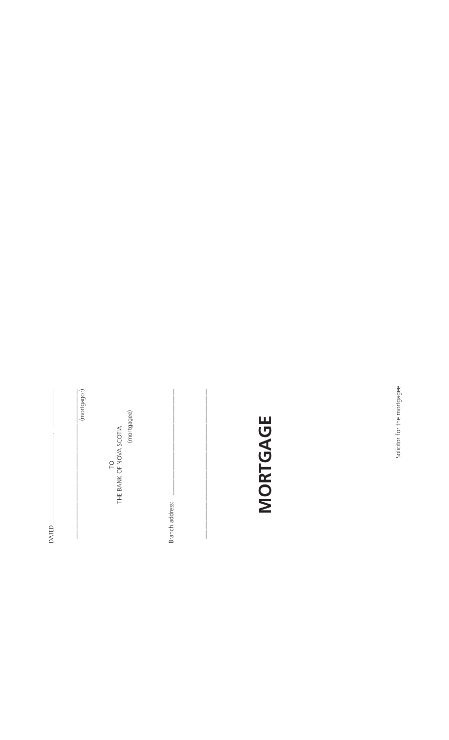DATED _______________________, ________

_______________________________ (mortgagor)

TO
THE BANK OF NOVA SCOTIA
(mortgagee)

Branch address: _______________________________

_______________________________

_______________________________

# MORTGAGE

Solicitor for the mortgagee